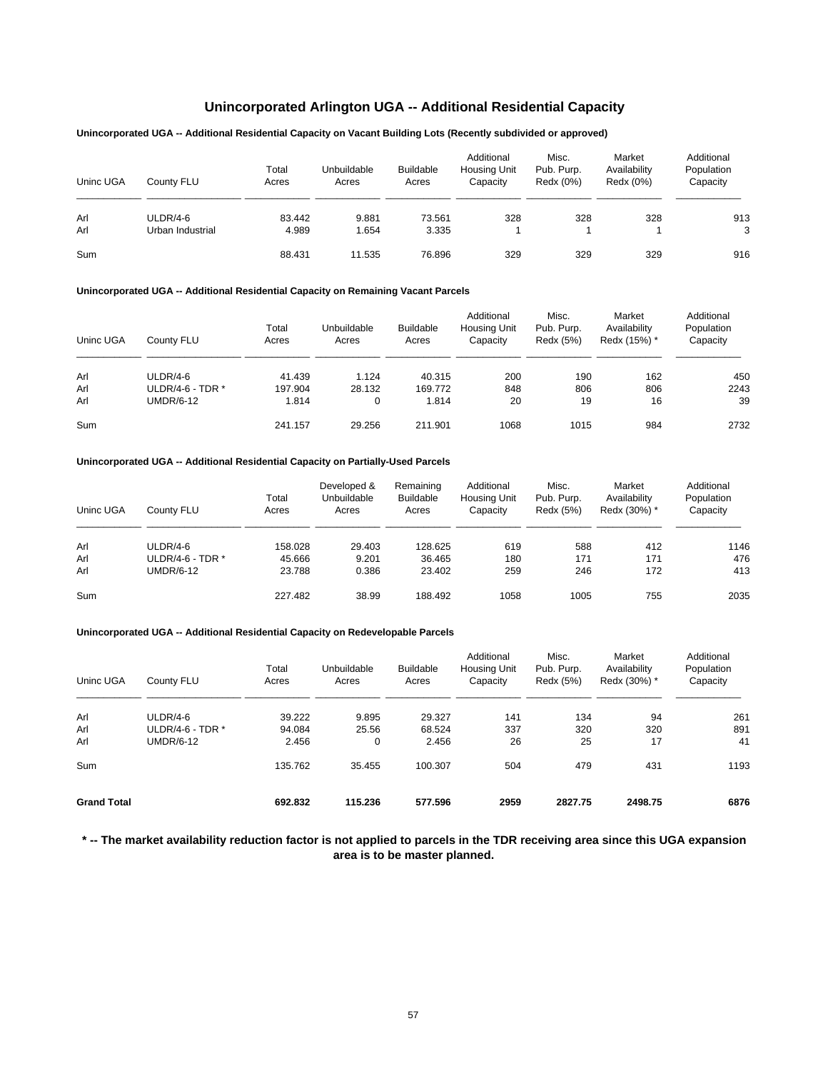# Unincorporated Arlington UGA -- Additional Residential Capacity

**Unincorporated UGA -- Additional Residential Capacity on Vacant Building Lots (Recently subdivided or approved)**

| Uninc UGA | County FLU | Total Acres | Unbuildable Acres | Buildable Acres | Additional Housing Unit Capacity | Misc. Pub. Purp. Redx (0%) | Market Availability Redx (0%) | Additional Population Capacity |
|---|---|---|---|---|---|---|---|---|
| Arl | ULDR/4-6 | 83.442 | 9.881 | 73.561 | 328 | 328 | 328 | 913 |
| Arl | Urban Industrial | 4.989 | 1.654 | 3.335 | 1 | 1 | 1 | 3 |
| Sum | | 88.431 | 11.535 | 76.896 | 329 | 329 | 329 | 916 |

**Unincorporated UGA -- Additional Residential Capacity on Remaining Vacant Parcels**

| Uninc UGA | County FLU | Total Acres | Unbuildable Acres | Buildable Acres | Additional Housing Unit Capacity | Misc. Pub. Purp. Redx (5%) | Market Availability Redx (15%) * | Additional Population Capacity |
|---|---|---|---|---|---|---|---|---|
| Arl | ULDR/4-6 | 41.439 | 1.124 | 40.315 | 200 | 190 | 162 | 450 |
| Arl | ULDR/4-6 - TDR * | 197.904 | 28.132 | 169.772 | 848 | 806 | 806 | 2243 |
| Arl | UMDR/6-12 | 1.814 | 0 | 1.814 | 20 | 19 | 16 | 39 |
| Sum | | 241.157 | 29.256 | 211.901 | 1068 | 1015 | 984 | 2732 |

**Unincorporated UGA -- Additional Residential Capacity on Partially-Used Parcels**

| Uninc UGA | County FLU | Total Acres | Developed & Unbuildable Acres | Remaining Buildable Acres | Additional Housing Unit Capacity | Misc. Pub. Purp. Redx (5%) | Market Availability Redx (30%) * | Additional Population Capacity |
|---|---|---|---|---|---|---|---|---|
| Arl | ULDR/4-6 | 158.028 | 29.403 | 128.625 | 619 | 588 | 412 | 1146 |
| Arl | ULDR/4-6 - TDR * | 45.666 | 9.201 | 36.465 | 180 | 171 | 171 | 476 |
| Arl | UMDR/6-12 | 23.788 | 0.386 | 23.402 | 259 | 246 | 172 | 413 |
| Sum | | 227.482 | 38.99 | 188.492 | 1058 | 1005 | 755 | 2035 |

**Unincorporated UGA -- Additional Residential Capacity on Redevelopable Parcels**

| Uninc UGA | County FLU | Total Acres | Unbuildable Acres | Buildable Acres | Additional Housing Unit Capacity | Misc. Pub. Purp. Redx (5%) | Market Availability Redx (30%) * | Additional Population Capacity |
|---|---|---|---|---|---|---|---|---|
| Arl | ULDR/4-6 | 39.222 | 9.895 | 29.327 | 141 | 134 | 94 | 261 |
| Arl | ULDR/4-6 - TDR * | 94.084 | 25.56 | 68.524 | 337 | 320 | 320 | 891 |
| Arl | UMDR/6-12 | 2.456 | 0 | 2.456 | 26 | 25 | 17 | 41 |
| Sum | | 135.762 | 35.455 | 100.307 | 504 | 479 | 431 | 1193 |
| **Grand Total** | | **692.832** | **115.236** | **577.596** | **2959** | **2827.75** | **2498.75** | **6876** |

**\* -- The market availability reduction factor is not applied to parcels in the TDR receiving area since this UGA expansion area is to be master planned.**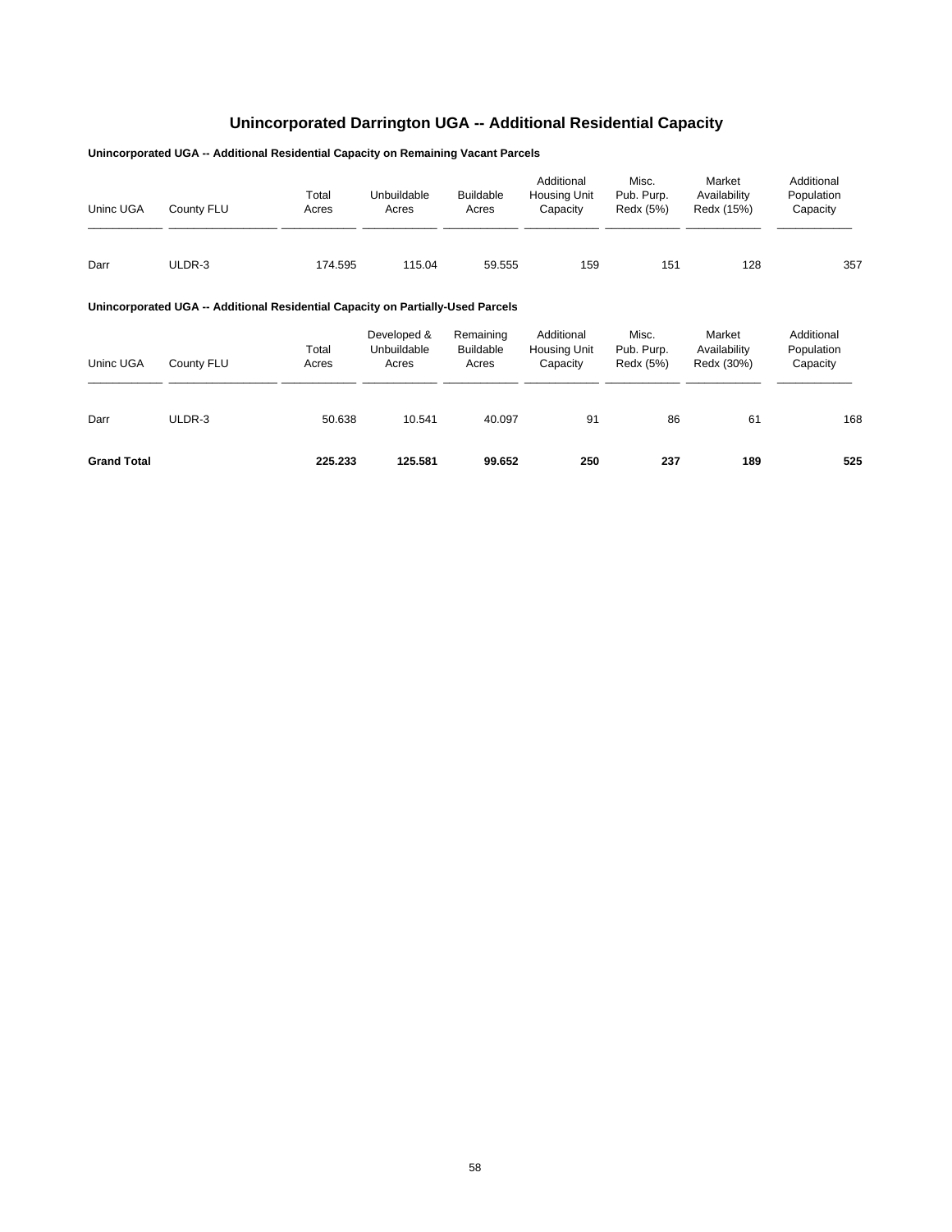# Unincorporated Darrington UGA -- Additional Residential Capacity

**Unincorporated UGA -- Additional Residential Capacity on Remaining Vacant Parcels**

| Uninc UGA | County FLU | Total Acres | Unbuildable Acres | Buildable Acres | Additional Housing Unit Capacity | Misc. Pub. Purp. Redx (5%) | Market Availability Redx (15%) | Additional Population Capacity |
|---|---|---|---|---|---|---|---|---|
| Darr | ULDR-3 | 174.595 | 115.04 | 59.555 | 159 | 151 | 128 | 357 |

**Unincorporated UGA -- Additional Residential Capacity on Partially-Used Parcels**

| Uninc UGA | County FLU | Total Acres | Developed & Unbuildable Acres | Remaining Buildable Acres | Additional Housing Unit Capacity | Misc. Pub. Purp. Redx (5%) | Market Availability Redx (30%) | Additional Population Capacity |
|---|---|---|---|---|---|---|---|---|
| Darr | ULDR-3 | 50.638 | 10.541 | 40.097 | 91 | 86 | 61 | 168 |
| **Grand Total** | | **225.233** | **125.581** | **99.652** | **250** | **237** | **189** | **525** |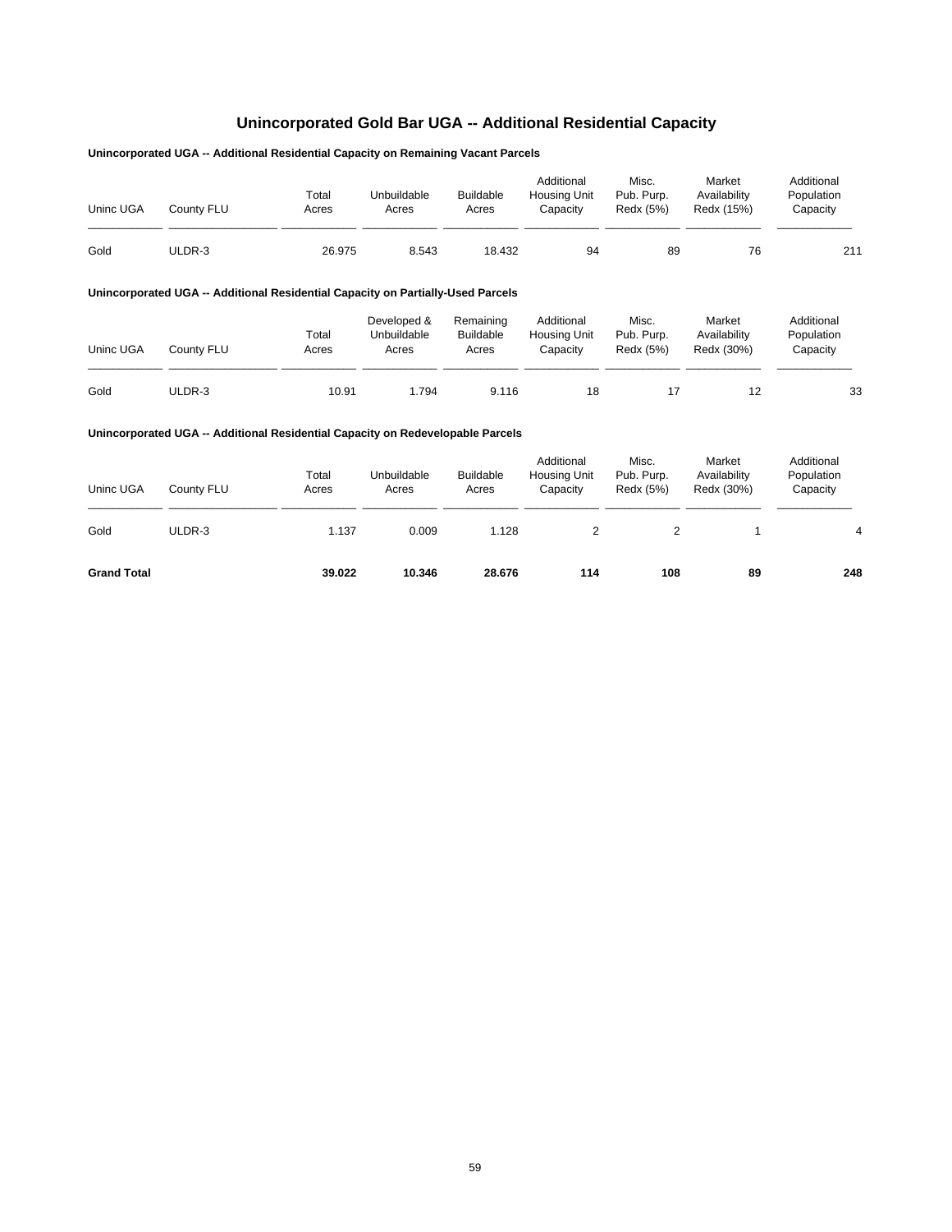# Unincorporated Gold Bar UGA -- Additional Residential Capacity

### Unincorporated UGA -- Additional Residential Capacity on Remaining Vacant Parcels

| Uninc UGA | County FLU | Total Acres | Unbuildable Acres | Buildable Acres | Additional Housing Unit Capacity | Misc. Pub. Purp. Redx (5%) | Market Availability Redx (15%) | Additional Population Capacity |
|---|---|---|---|---|---|---|---|---|
| Gold | ULDR-3 | 26.975 | 8.543 | 18.432 | 94 | 89 | 76 | 211 |

### Unincorporated UGA -- Additional Residential Capacity on Partially-Used Parcels

| Uninc UGA | County FLU | Total Acres | Developed & Unbuildable Acres | Remaining Buildable Acres | Additional Housing Unit Capacity | Misc. Pub. Purp. Redx (5%) | Market Availability Redx (30%) | Additional Population Capacity |
|---|---|---|---|---|---|---|---|---|
| Gold | ULDR-3 | 10.91 | 1.794 | 9.116 | 18 | 17 | 12 | 33 |

### Unincorporated UGA -- Additional Residential Capacity on Redevelopable Parcels

| Uninc UGA | County FLU | Total Acres | Unbuildable Acres | Buildable Acres | Additional Housing Unit Capacity | Misc. Pub. Purp. Redx (5%) | Market Availability Redx (30%) | Additional Population Capacity |
|---|---|---|---|---|---|---|---|---|
| Gold | ULDR-3 | 1.137 | 0.009 | 1.128 | 2 | 2 | 1 | 4 |
| **Grand Total** | | **39.022** | **10.346** | **28.676** | **114** | **108** | **89** | **248** |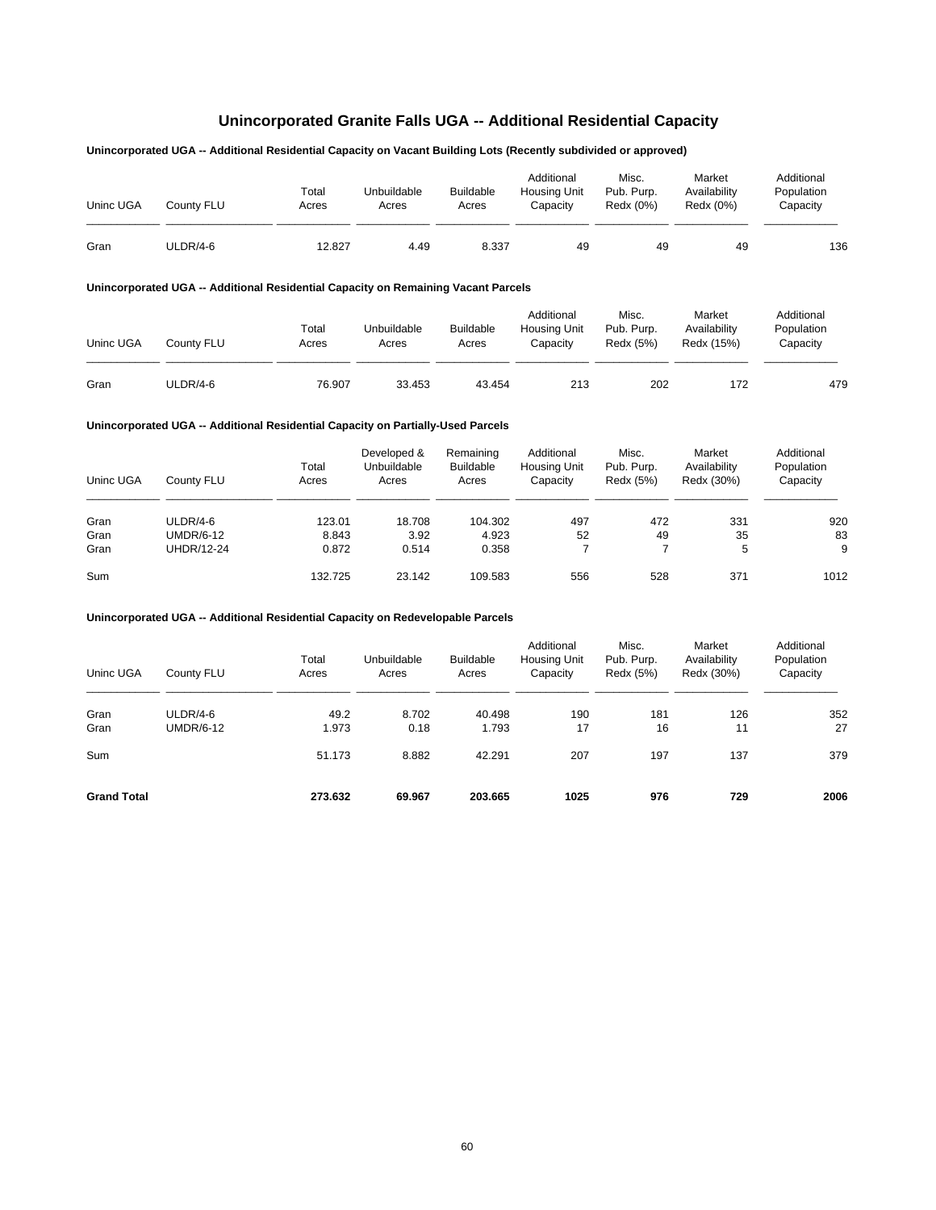# Unincorporated Granite Falls UGA -- Additional Residential Capacity

**Unincorporated UGA -- Additional Residential Capacity on Vacant Building Lots (Recently subdivided or approved)**

| Uninc UGA | County FLU | Total Acres | Unbuildable Acres | Buildable Acres | Additional Housing Unit Capacity | Misc. Pub. Purp. Redx (0%) | Market Availability Redx (0%) | Additional Population Capacity |
|---|---|---|---|---|---|---|---|---|
| Gran | ULDR/4-6 | 12.827 | 4.49 | 8.337 | 49 | 49 | 49 | 136 |

**Unincorporated UGA -- Additional Residential Capacity on Remaining Vacant Parcels**

| Uninc UGA | County FLU | Total Acres | Unbuildable Acres | Buildable Acres | Additional Housing Unit Capacity | Misc. Pub. Purp. Redx (5%) | Market Availability Redx (15%) | Additional Population Capacity |
|---|---|---|---|---|---|---|---|---|
| Gran | ULDR/4-6 | 76.907 | 33.453 | 43.454 | 213 | 202 | 172 | 479 |

**Unincorporated UGA -- Additional Residential Capacity on Partially-Used Parcels**

| Uninc UGA | County FLU | Total Acres | Developed & Unbuildable Acres | Remaining Buildable Acres | Additional Housing Unit Capacity | Misc. Pub. Purp. Redx (5%) | Market Availability Redx (30%) | Additional Population Capacity |
|---|---|---|---|---|---|---|---|---|
| Gran | ULDR/4-6 | 123.01 | 18.708 | 104.302 | 497 | 472 | 331 | 920 |
| Gran | UMDR/6-12 | 8.843 | 3.92 | 4.923 | 52 | 49 | 35 | 83 |
| Gran | UHDR/12-24 | 0.872 | 0.514 | 0.358 | 7 | 7 | 5 | 9 |
| Sum | | 132.725 | 23.142 | 109.583 | 556 | 528 | 371 | 1012 |

**Unincorporated UGA -- Additional Residential Capacity on Redevelopable Parcels**

| Uninc UGA | County FLU | Total Acres | Unbuildable Acres | Buildable Acres | Additional Housing Unit Capacity | Misc. Pub. Purp. Redx (5%) | Market Availability Redx (30%) | Additional Population Capacity |
|---|---|---|---|---|---|---|---|---|
| Gran | ULDR/4-6 | 49.2 | 8.702 | 40.498 | 190 | 181 | 126 | 352 |
| Gran | UMDR/6-12 | 1.973 | 0.18 | 1.793 | 17 | 16 | 11 | 27 |
| Sum | | 51.173 | 8.882 | 42.291 | 207 | 197 | 137 | 379 |
| **Grand Total** | | **273.632** | **69.967** | **203.665** | **1025** | **976** | **729** | **2006** |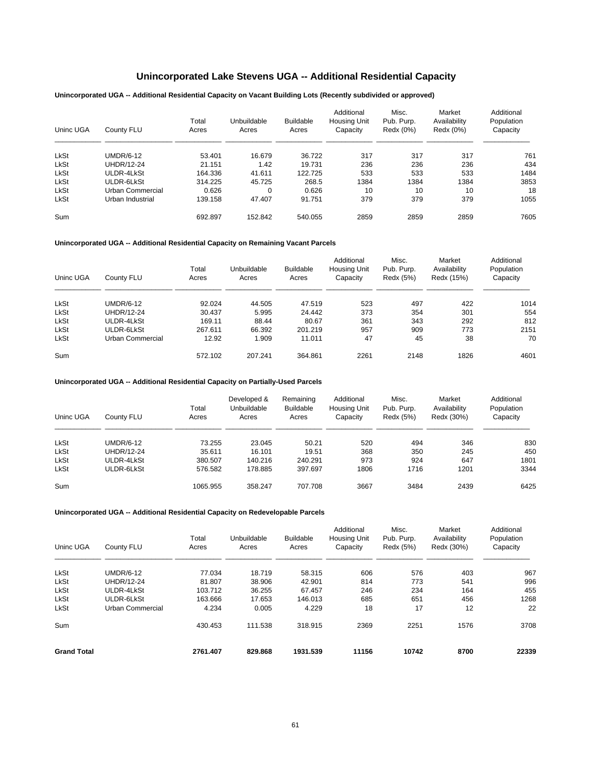# Unincorporated Lake Stevens UGA -- Additional Residential Capacity

### Unincorporated UGA -- Additional Residential Capacity on Vacant Building Lots (Recently subdivided or approved)

| Uninc UGA | County FLU | Total Acres | Unbuildable Acres | Buildable Acres | Additional Housing Unit Capacity | Misc. Pub. Purp. Redx (0%) | Market Availability Redx (0%) | Additional Population Capacity |
|---|---|---|---|---|---|---|---|---|
| LkSt | UMDR/6-12 | 53.401 | 16.679 | 36.722 | 317 | 317 | 317 | 761 |
| LkSt | UHDR/12-24 | 21.151 | 1.42 | 19.731 | 236 | 236 | 236 | 434 |
| LkSt | ULDR-4LkSt | 164.336 | 41.611 | 122.725 | 533 | 533 | 533 | 1484 |
| LkSt | ULDR-6LkSt | 314.225 | 45.725 | 268.5 | 1384 | 1384 | 1384 | 3853 |
| LkSt | Urban Commercial | 0.626 | 0 | 0.626 | 10 | 10 | 10 | 18 |
| LkSt | Urban Industrial | 139.158 | 47.407 | 91.751 | 379 | 379 | 379 | 1055 |
| Sum | | 692.897 | 152.842 | 540.055 | 2859 | 2859 | 2859 | 7605 |

### Unincorporated UGA -- Additional Residential Capacity on Remaining Vacant Parcels

| Uninc UGA | County FLU | Total Acres | Unbuildable Acres | Buildable Acres | Additional Housing Unit Capacity | Misc. Pub. Purp. Redx (5%) | Market Availability Redx (15%) | Additional Population Capacity |
|---|---|---|---|---|---|---|---|---|
| LkSt | UMDR/6-12 | 92.024 | 44.505 | 47.519 | 523 | 497 | 422 | 1014 |
| LkSt | UHDR/12-24 | 30.437 | 5.995 | 24.442 | 373 | 354 | 301 | 554 |
| LkSt | ULDR-4LkSt | 169.11 | 88.44 | 80.67 | 361 | 343 | 292 | 812 |
| LkSt | ULDR-6LkSt | 267.611 | 66.392 | 201.219 | 957 | 909 | 773 | 2151 |
| LkSt | Urban Commercial | 12.92 | 1.909 | 11.011 | 47 | 45 | 38 | 70 |
| Sum | | 572.102 | 207.241 | 364.861 | 2261 | 2148 | 1826 | 4601 |

### Unincorporated UGA -- Additional Residential Capacity on Partially-Used Parcels

| Uninc UGA | County FLU | Total Acres | Developed & Unbuildable Acres | Remaining Buildable Acres | Additional Housing Unit Capacity | Misc. Pub. Purp. Redx (5%) | Market Availability Redx (30%) | Additional Population Capacity |
|---|---|---|---|---|---|---|---|---|
| LkSt | UMDR/6-12 | 73.255 | 23.045 | 50.21 | 520 | 494 | 346 | 830 |
| LkSt | UHDR/12-24 | 35.611 | 16.101 | 19.51 | 368 | 350 | 245 | 450 |
| LkSt | ULDR-4LkSt | 380.507 | 140.216 | 240.291 | 973 | 924 | 647 | 1801 |
| LkSt | ULDR-6LkSt | 576.582 | 178.885 | 397.697 | 1806 | 1716 | 1201 | 3344 |
| Sum | | 1065.955 | 358.247 | 707.708 | 3667 | 3484 | 2439 | 6425 |

### Unincorporated UGA -- Additional Residential Capacity on Redevelopable Parcels

| Uninc UGA | County FLU | Total Acres | Unbuildable Acres | Buildable Acres | Additional Housing Unit Capacity | Misc. Pub. Purp. Redx (5%) | Market Availability Redx (30%) | Additional Population Capacity |
|---|---|---|---|---|---|---|---|---|
| LkSt | UMDR/6-12 | 77.034 | 18.719 | 58.315 | 606 | 576 | 403 | 967 |
| LkSt | UHDR/12-24 | 81.807 | 38.906 | 42.901 | 814 | 773 | 541 | 996 |
| LkSt | ULDR-4LkSt | 103.712 | 36.255 | 67.457 | 246 | 234 | 164 | 455 |
| LkSt | ULDR-6LkSt | 163.666 | 17.653 | 146.013 | 685 | 651 | 456 | 1268 |
| LkSt | Urban Commercial | 4.234 | 0.005 | 4.229 | 18 | 17 | 12 | 22 |
| Sum | | 430.453 | 111.538 | 318.915 | 2369 | 2251 | 1576 | 3708 |
| **Grand Total** | | **2761.407** | **829.868** | **1931.539** | **11156** | **10742** | **8700** | **22339** |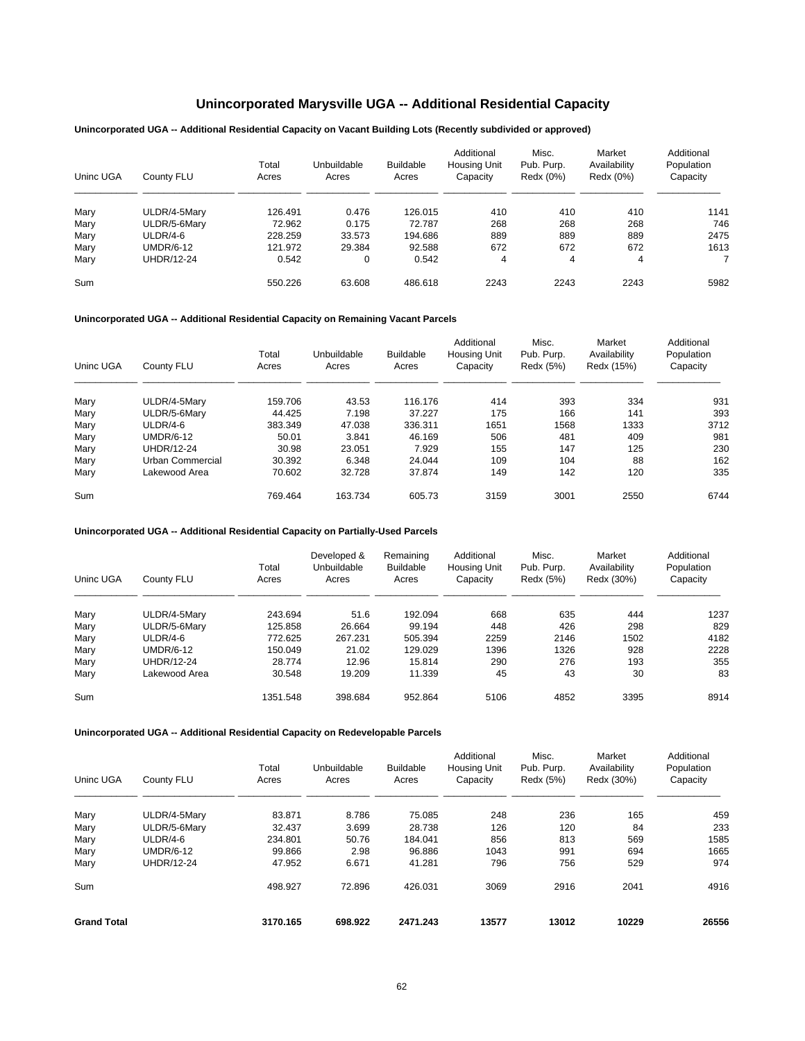# Unincorporated Marysville UGA -- Additional Residential Capacity

### Unincorporated UGA -- Additional Residential Capacity on Vacant Building Lots (Recently subdivided or approved)

| Uninc UGA | County FLU | Total Acres | Unbuildable Acres | Buildable Acres | Additional Housing Unit Capacity | Misc. Pub. Purp. Redx (0%) | Market Availability Redx (0%) | Additional Population Capacity |
|---|---|---|---|---|---|---|---|---|
| Mary | ULDR/4-5Mary | 126.491 | 0.476 | 126.015 | 410 | 410 | 410 | 1141 |
| Mary | ULDR/5-6Mary | 72.962 | 0.175 | 72.787 | 268 | 268 | 268 | 746 |
| Mary | ULDR/4-6 | 228.259 | 33.573 | 194.686 | 889 | 889 | 889 | 2475 |
| Mary | UMDR/6-12 | 121.972 | 29.384 | 92.588 | 672 | 672 | 672 | 1613 |
| Mary | UHDR/12-24 | 0.542 | 0 | 0.542 | 4 | 4 | 4 | 7 |
| Sum | | 550.226 | 63.608 | 486.618 | 2243 | 2243 | 2243 | 5982 |

### Unincorporated UGA -- Additional Residential Capacity on Remaining Vacant Parcels

| Uninc UGA | County FLU | Total Acres | Unbuildable Acres | Buildable Acres | Additional Housing Unit Capacity | Misc. Pub. Purp. Redx (5%) | Market Availability Redx (15%) | Additional Population Capacity |
|---|---|---|---|---|---|---|---|---|
| Mary | ULDR/4-5Mary | 159.706 | 43.53 | 116.176 | 414 | 393 | 334 | 931 |
| Mary | ULDR/5-6Mary | 44.425 | 7.198 | 37.227 | 175 | 166 | 141 | 393 |
| Mary | ULDR/4-6 | 383.349 | 47.038 | 336.311 | 1651 | 1568 | 1333 | 3712 |
| Mary | UMDR/6-12 | 50.01 | 3.841 | 46.169 | 506 | 481 | 409 | 981 |
| Mary | UHDR/12-24 | 30.98 | 23.051 | 7.929 | 155 | 147 | 125 | 230 |
| Mary | Urban Commercial | 30.392 | 6.348 | 24.044 | 109 | 104 | 88 | 162 |
| Mary | Lakewood Area | 70.602 | 32.728 | 37.874 | 149 | 142 | 120 | 335 |
| Sum | | 769.464 | 163.734 | 605.73 | 3159 | 3001 | 2550 | 6744 |

### Unincorporated UGA -- Additional Residential Capacity on Partially-Used Parcels

| Uninc UGA | County FLU | Total Acres | Developed & Unbuildable Acres | Remaining Buildable Acres | Additional Housing Unit Capacity | Misc. Pub. Purp. Redx (5%) | Market Availability Redx (30%) | Additional Population Capacity |
|---|---|---|---|---|---|---|---|---|
| Mary | ULDR/4-5Mary | 243.694 | 51.6 | 192.094 | 668 | 635 | 444 | 1237 |
| Mary | ULDR/5-6Mary | 125.858 | 26.664 | 99.194 | 448 | 426 | 298 | 829 |
| Mary | ULDR/4-6 | 772.625 | 267.231 | 505.394 | 2259 | 2146 | 1502 | 4182 |
| Mary | UMDR/6-12 | 150.049 | 21.02 | 129.029 | 1396 | 1326 | 928 | 2228 |
| Mary | UHDR/12-24 | 28.774 | 12.96 | 15.814 | 290 | 276 | 193 | 355 |
| Mary | Lakewood Area | 30.548 | 19.209 | 11.339 | 45 | 43 | 30 | 83 |
| Sum | | 1351.548 | 398.684 | 952.864 | 5106 | 4852 | 3395 | 8914 |

### Unincorporated UGA -- Additional Residential Capacity on Redevelopable Parcels

| Uninc UGA | County FLU | Total Acres | Unbuildable Acres | Buildable Acres | Additional Housing Unit Capacity | Misc. Pub. Purp. Redx (5%) | Market Availability Redx (30%) | Additional Population Capacity |
|---|---|---|---|---|---|---|---|---|
| Mary | ULDR/4-5Mary | 83.871 | 8.786 | 75.085 | 248 | 236 | 165 | 459 |
| Mary | ULDR/5-6Mary | 32.437 | 3.699 | 28.738 | 126 | 120 | 84 | 233 |
| Mary | ULDR/4-6 | 234.801 | 50.76 | 184.041 | 856 | 813 | 569 | 1585 |
| Mary | UMDR/6-12 | 99.866 | 2.98 | 96.886 | 1043 | 991 | 694 | 1665 |
| Mary | UHDR/12-24 | 47.952 | 6.671 | 41.281 | 796 | 756 | 529 | 974 |
| Sum | | 498.927 | 72.896 | 426.031 | 3069 | 2916 | 2041 | 4916 |
| **Grand Total** | | **3170.165** | **698.922** | **2471.243** | **13577** | **13012** | **10229** | **26556** |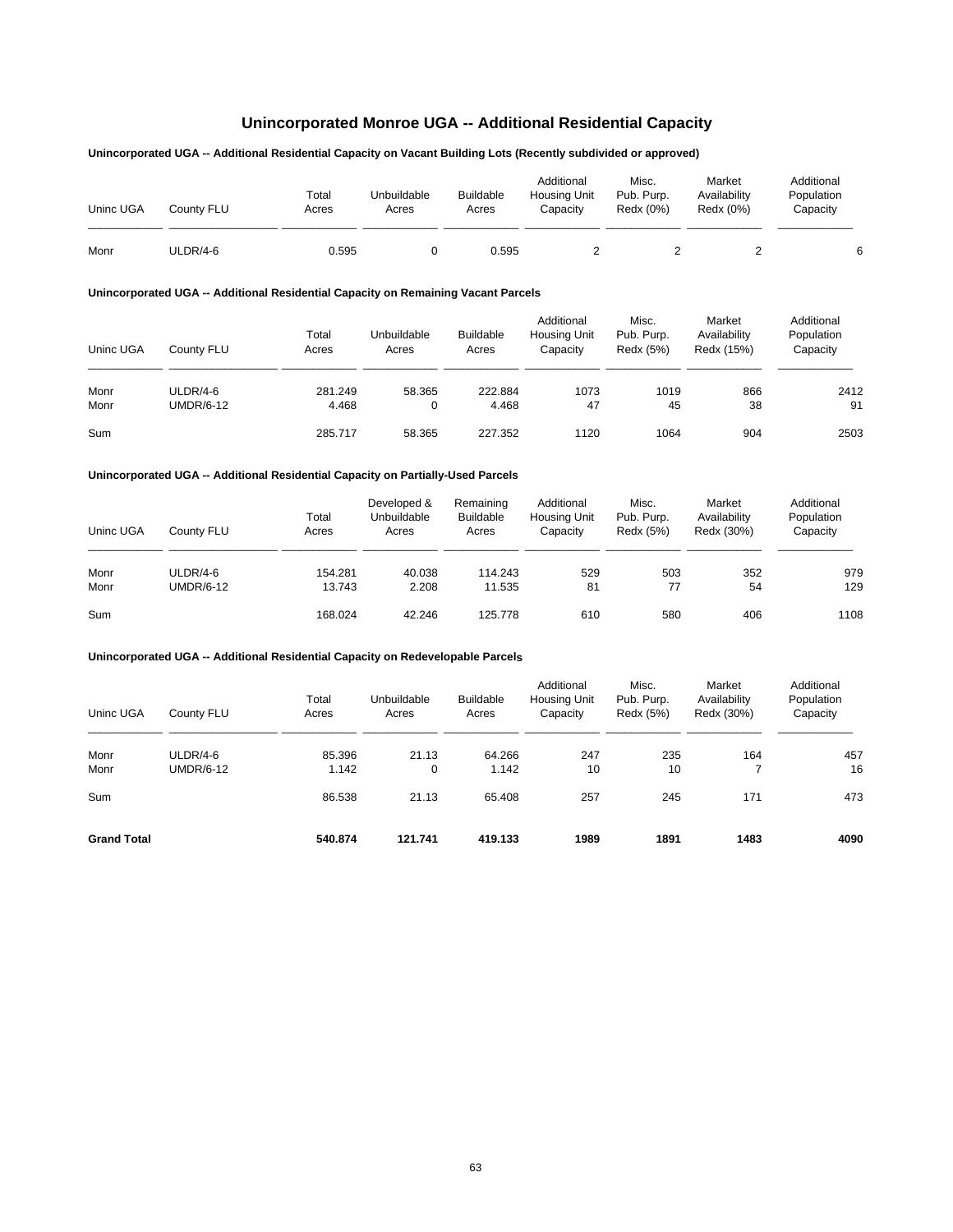# Unincorporated Monroe UGA -- Additional Residential Capacity

**Unincorporated UGA -- Additional Residential Capacity on Vacant Building Lots (Recently subdivided or approved)**

| Uninc UGA | County FLU | Total Acres | Unbuildable Acres | Buildable Acres | Additional Housing Unit Capacity | Misc. Pub. Purp. Redx (0%) | Market Availability Redx (0%) | Additional Population Capacity |
|---|---|---|---|---|---|---|---|---|
| Monr | ULDR/4-6 | 0.595 | 0 | 0.595 | 2 | 2 | 2 | 6 |

**Unincorporated UGA -- Additional Residential Capacity on Remaining Vacant Parcels**

| Uninc UGA | County FLU | Total Acres | Unbuildable Acres | Buildable Acres | Additional Housing Unit Capacity | Misc. Pub. Purp. Redx (5%) | Market Availability Redx (15%) | Additional Population Capacity |
|---|---|---|---|---|---|---|---|---|
| Monr | ULDR/4-6 | 281.249 | 58.365 | 222.884 | 1073 | 1019 | 866 | 2412 |
| Monr | UMDR/6-12 | 4.468 | 0 | 4.468 | 47 | 45 | 38 | 91 |
| Sum | | 285.717 | 58.365 | 227.352 | 1120 | 1064 | 904 | 2503 |

**Unincorporated UGA -- Additional Residential Capacity on Partially-Used Parcels**

| Uninc UGA | County FLU | Total Acres | Developed & Unbuildable Acres | Remaining Buildable Acres | Additional Housing Unit Capacity | Misc. Pub. Purp. Redx (5%) | Market Availability Redx (30%) | Additional Population Capacity |
|---|---|---|---|---|---|---|---|---|
| Monr | ULDR/4-6 | 154.281 | 40.038 | 114.243 | 529 | 503 | 352 | 979 |
| Monr | UMDR/6-12 | 13.743 | 2.208 | 11.535 | 81 | 77 | 54 | 129 |
| Sum | | 168.024 | 42.246 | 125.778 | 610 | 580 | 406 | 1108 |

**Unincorporated UGA -- Additional Residential Capacity on Redevelopable Parcels**

| Uninc UGA | County FLU | Total Acres | Unbuildable Acres | Buildable Acres | Additional Housing Unit Capacity | Misc. Pub. Purp. Redx (5%) | Market Availability Redx (30%) | Additional Population Capacity |
|---|---|---|---|---|---|---|---|---|
| Monr | ULDR/4-6 | 85.396 | 21.13 | 64.266 | 247 | 235 | 164 | 457 |
| Monr | UMDR/6-12 | 1.142 | 0 | 1.142 | 10 | 10 | 7 | 16 |
| Sum | | 86.538 | 21.13 | 65.408 | 257 | 245 | 171 | 473 |
| **Grand Total** | | **540.874** | **121.741** | **419.133** | **1989** | **1891** | **1483** | **4090** |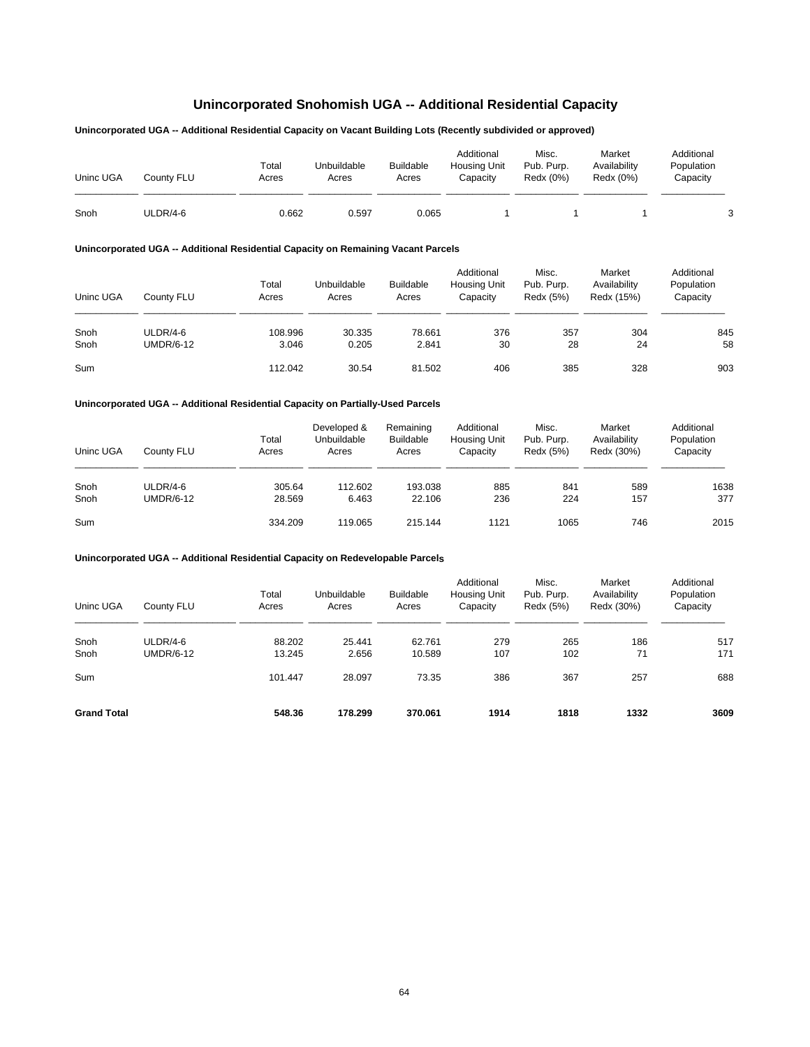# Unincorporated Snohomish UGA -- Additional Residential Capacity

**Unincorporated UGA -- Additional Residential Capacity on Vacant Building Lots (Recently subdivided or approved)**

| Uninc UGA | County FLU | Total Acres | Unbuildable Acres | Buildable Acres | Additional Housing Unit Capacity | Misc. Pub. Purp. Redx (0%) | Market Availability Redx (0%) | Additional Population Capacity |
|---|---|---|---|---|---|---|---|---|
| Snoh | ULDR/4-6 | 0.662 | 0.597 | 0.065 | 1 | 1 | 1 | 3 |

**Unincorporated UGA -- Additional Residential Capacity on Remaining Vacant Parcels**

| Uninc UGA | County FLU | Total Acres | Unbuildable Acres | Buildable Acres | Additional Housing Unit Capacity | Misc. Pub. Purp. Redx (5%) | Market Availability Redx (15%) | Additional Population Capacity |
|---|---|---|---|---|---|---|---|---|
| Snoh | ULDR/4-6 | 108.996 | 30.335 | 78.661 | 376 | 357 | 304 | 845 |
| Snoh | UMDR/6-12 | 3.046 | 0.205 | 2.841 | 30 | 28 | 24 | 58 |
| Sum | | 112.042 | 30.54 | 81.502 | 406 | 385 | 328 | 903 |

**Unincorporated UGA -- Additional Residential Capacity on Partially-Used Parcels**

| Uninc UGA | County FLU | Total Acres | Developed & Unbuildable Acres | Remaining Buildable Acres | Additional Housing Unit Capacity | Misc. Pub. Purp. Redx (5%) | Market Availability Redx (30%) | Additional Population Capacity |
|---|---|---|---|---|---|---|---|---|
| Snoh | ULDR/4-6 | 305.64 | 112.602 | 193.038 | 885 | 841 | 589 | 1638 |
| Snoh | UMDR/6-12 | 28.569 | 6.463 | 22.106 | 236 | 224 | 157 | 377 |
| Sum | | 334.209 | 119.065 | 215.144 | 1121 | 1065 | 746 | 2015 |

**Unincorporated UGA -- Additional Residential Capacity on Redevelopable Parcels**

| Uninc UGA | County FLU | Total Acres | Unbuildable Acres | Buildable Acres | Additional Housing Unit Capacity | Misc. Pub. Purp. Redx (5%) | Market Availability Redx (30%) | Additional Population Capacity |
|---|---|---|---|---|---|---|---|---|
| Snoh | ULDR/4-6 | 88.202 | 25.441 | 62.761 | 279 | 265 | 186 | 517 |
| Snoh | UMDR/6-12 | 13.245 | 2.656 | 10.589 | 107 | 102 | 71 | 171 |
| Sum | | 101.447 | 28.097 | 73.35 | 386 | 367 | 257 | 688 |
| **Grand Total** | | **548.36** | **178.299** | **370.061** | **1914** | **1818** | **1332** | **3609** |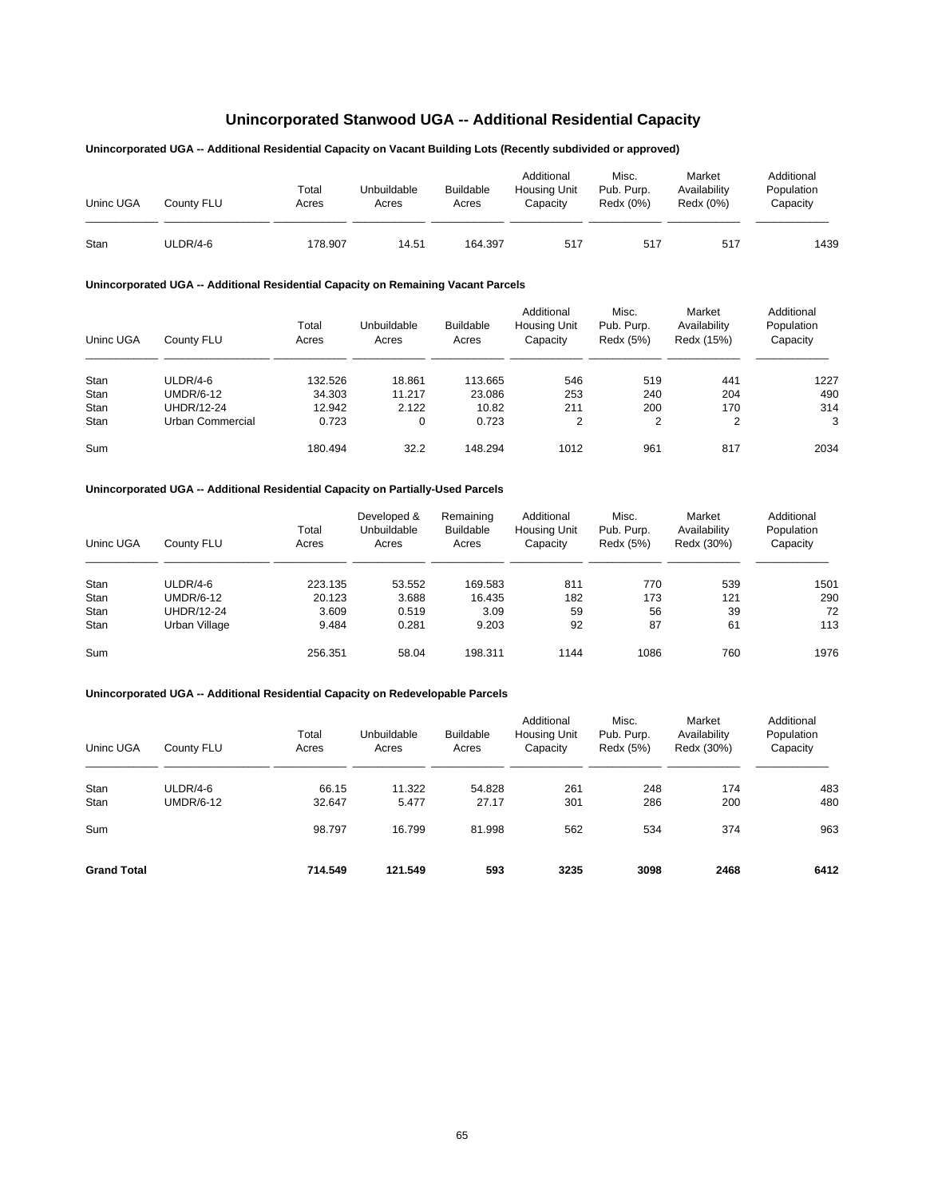# Unincorporated Stanwood UGA -- Additional Residential Capacity

**Unincorporated UGA -- Additional Residential Capacity on Vacant Building Lots (Recently subdivided or approved)**

| Uninc UGA | County FLU | Total Acres | Unbuildable Acres | Buildable Acres | Additional Housing Unit Capacity | Misc. Pub. Purp. Redx (0%) | Market Availability Redx (0%) | Additional Population Capacity |
|---|---|---|---|---|---|---|---|---|
| Stan | ULDR/4-6 | 178.907 | 14.51 | 164.397 | 517 | 517 | 517 | 1439 |

**Unincorporated UGA -- Additional Residential Capacity on Remaining Vacant Parcels**

| Uninc UGA | County FLU | Total Acres | Unbuildable Acres | Buildable Acres | Additional Housing Unit Capacity | Misc. Pub. Purp. Redx (5%) | Market Availability Redx (15%) | Additional Population Capacity |
|---|---|---|---|---|---|---|---|---|
| Stan | ULDR/4-6 | 132.526 | 18.861 | 113.665 | 546 | 519 | 441 | 1227 |
| Stan | UMDR/6-12 | 34.303 | 11.217 | 23.086 | 253 | 240 | 204 | 490 |
| Stan | UHDR/12-24 | 12.942 | 2.122 | 10.82 | 211 | 200 | 170 | 314 |
| Stan | Urban Commercial | 0.723 | 0 | 0.723 | 2 | 2 | 2 | 3 |
| Sum | | 180.494 | 32.2 | 148.294 | 1012 | 961 | 817 | 2034 |

**Unincorporated UGA -- Additional Residential Capacity on Partially-Used Parcels**

| Uninc UGA | County FLU | Total Acres | Developed & Unbuildable Acres | Remaining Buildable Acres | Additional Housing Unit Capacity | Misc. Pub. Purp. Redx (5%) | Market Availability Redx (30%) | Additional Population Capacity |
|---|---|---|---|---|---|---|---|---|
| Stan | ULDR/4-6 | 223.135 | 53.552 | 169.583 | 811 | 770 | 539 | 1501 |
| Stan | UMDR/6-12 | 20.123 | 3.688 | 16.435 | 182 | 173 | 121 | 290 |
| Stan | UHDR/12-24 | 3.609 | 0.519 | 3.09 | 59 | 56 | 39 | 72 |
| Stan | Urban Village | 9.484 | 0.281 | 9.203 | 92 | 87 | 61 | 113 |
| Sum | | 256.351 | 58.04 | 198.311 | 1144 | 1086 | 760 | 1976 |

**Unincorporated UGA -- Additional Residential Capacity on Redevelopable Parcels**

| Uninc UGA | County FLU | Total Acres | Unbuildable Acres | Buildable Acres | Additional Housing Unit Capacity | Misc. Pub. Purp. Redx (5%) | Market Availability Redx (30%) | Additional Population Capacity |
|---|---|---|---|---|---|---|---|---|
| Stan | ULDR/4-6 | 66.15 | 11.322 | 54.828 | 261 | 248 | 174 | 483 |
| Stan | UMDR/6-12 | 32.647 | 5.477 | 27.17 | 301 | 286 | 200 | 480 |
| Sum | | 98.797 | 16.799 | 81.998 | 562 | 534 | 374 | 963 |
| **Grand Total** | | **714.549** | **121.549** | **593** | **3235** | **3098** | **2468** | **6412** |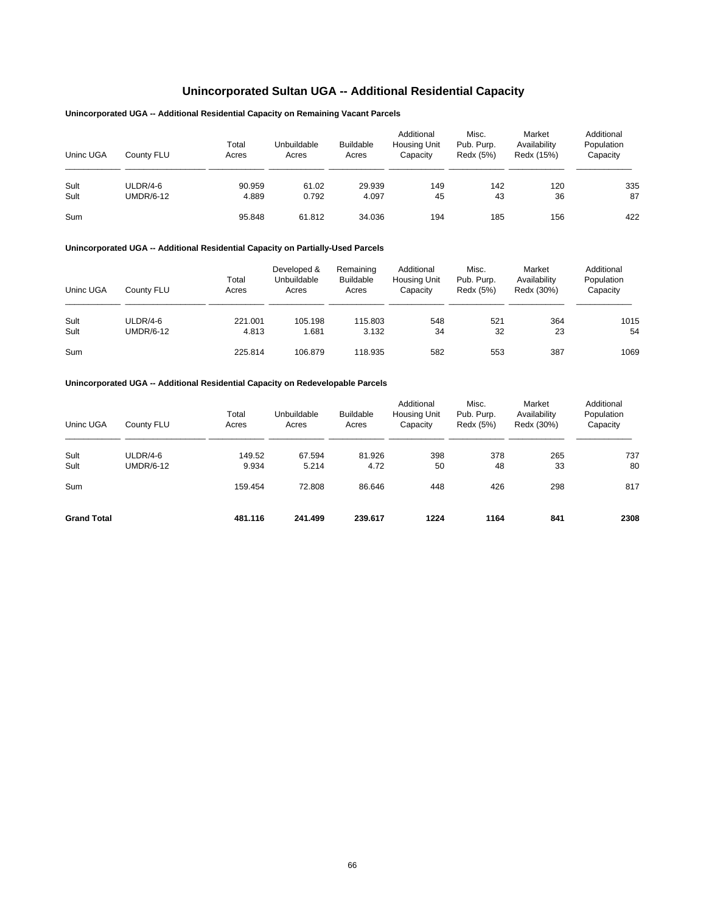# Unincorporated Sultan UGA -- Additional Residential Capacity

### Unincorporated UGA -- Additional Residential Capacity on Remaining Vacant Parcels

| Uninc UGA | County FLU | Total Acres | Unbuildable Acres | Buildable Acres | Additional Housing Unit Capacity | Misc. Pub. Purp. Redx (5%) | Market Availability Redx (15%) | Additional Population Capacity |
|---|---|---|---|---|---|---|---|---|
| Sult | ULDR/4-6 | 90.959 | 61.02 | 29.939 | 149 | 142 | 120 | 335 |
| Sult | UMDR/6-12 | 4.889 | 0.792 | 4.097 | 45 | 43 | 36 | 87 |
| Sum | | 95.848 | 61.812 | 34.036 | 194 | 185 | 156 | 422 |

### Unincorporated UGA -- Additional Residential Capacity on Partially-Used Parcels

| Uninc UGA | County FLU | Total Acres | Developed & Unbuildable Acres | Remaining Buildable Acres | Additional Housing Unit Capacity | Misc. Pub. Purp. Redx (5%) | Market Availability Redx (30%) | Additional Population Capacity |
|---|---|---|---|---|---|---|---|---|
| Sult | ULDR/4-6 | 221.001 | 105.198 | 115.803 | 548 | 521 | 364 | 1015 |
| Sult | UMDR/6-12 | 4.813 | 1.681 | 3.132 | 34 | 32 | 23 | 54 |
| Sum | | 225.814 | 106.879 | 118.935 | 582 | 553 | 387 | 1069 |

### Unincorporated UGA -- Additional Residential Capacity on Redevelopable Parcels

| Uninc UGA | County FLU | Total Acres | Unbuildable Acres | Buildable Acres | Additional Housing Unit Capacity | Misc. Pub. Purp. Redx (5%) | Market Availability Redx (30%) | Additional Population Capacity |
|---|---|---|---|---|---|---|---|---|
| Sult | ULDR/4-6 | 149.52 | 67.594 | 81.926 | 398 | 378 | 265 | 737 |
| Sult | UMDR/6-12 | 9.934 | 5.214 | 4.72 | 50 | 48 | 33 | 80 |
| Sum | | 159.454 | 72.808 | 86.646 | 448 | 426 | 298 | 817 |
| **Grand Total** | | **481.116** | **241.499** | **239.617** | **1224** | **1164** | **841** | **2308** |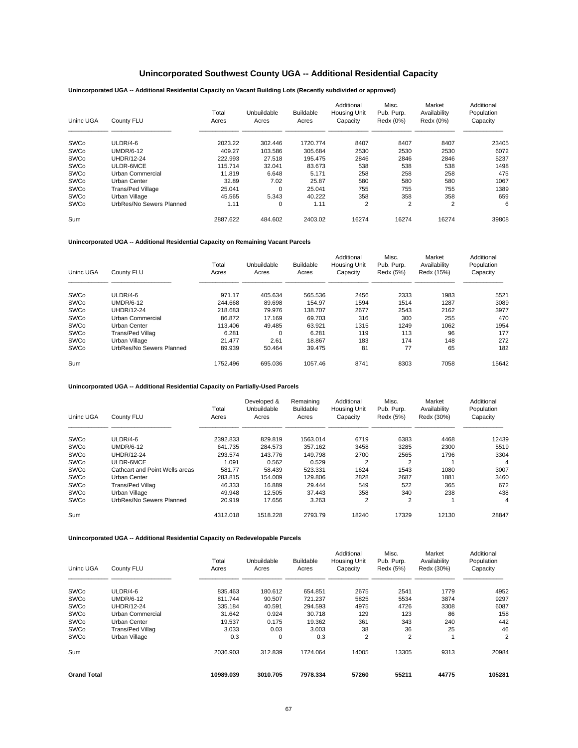# Unincorporated Southwest County UGA -- Additional Residential Capacity

**Unincorporated UGA -- Additional Residential Capacity on Vacant Building Lots (Recently subdivided or approved)**

| Uninc UGA | County FLU | Total Acres | Unbuildable Acres | Buildable Acres | Additional Housing Unit Capacity | Misc. Pub. Purp. Redx (0%) | Market Availability Redx (0%) | Additional Population Capacity |
|---|---|---|---|---|---|---|---|---|
| SWCo | ULDR/4-6 | 2023.22 | 302.446 | 1720.774 | 8407 | 8407 | 8407 | 23405 |
| SWCo | UMDR/6-12 | 409.27 | 103.586 | 305.684 | 2530 | 2530 | 2530 | 6072 |
| SWCo | UHDR/12-24 | 222.993 | 27.518 | 195.475 | 2846 | 2846 | 2846 | 5237 |
| SWCo | ULDR-6MCE | 115.714 | 32.041 | 83.673 | 538 | 538 | 538 | 1498 |
| SWCo | Urban Commercial | 11.819 | 6.648 | 5.171 | 258 | 258 | 258 | 475 |
| SWCo | Urban Center | 32.89 | 7.02 | 25.87 | 580 | 580 | 580 | 1067 |
| SWCo | Trans/Ped Village | 25.041 | 0 | 25.041 | 755 | 755 | 755 | 1389 |
| SWCo | Urban Village | 45.565 | 5.343 | 40.222 | 358 | 358 | 358 | 659 |
| SWCo | UrbRes/No Sewers Planned | 1.11 | 0 | 1.11 | 2 | 2 | 2 | 6 |
| Sum | | 2887.622 | 484.602 | 2403.02 | 16274 | 16274 | 16274 | 39808 |

**Unincorporated UGA -- Additional Residential Capacity on Remaining Vacant Parcels**

| Uninc UGA | County FLU | Total Acres | Unbuildable Acres | Buildable Acres | Additional Housing Unit Capacity | Misc. Pub. Purp. Redx (5%) | Market Availability Redx (15%) | Additional Population Capacity |
|---|---|---|---|---|---|---|---|---|
| SWCo | ULDR/4-6 | 971.17 | 405.634 | 565.536 | 2456 | 2333 | 1983 | 5521 |
| SWCo | UMDR/6-12 | 244.668 | 89.698 | 154.97 | 1594 | 1514 | 1287 | 3089 |
| SWCo | UHDR/12-24 | 218.683 | 79.976 | 138.707 | 2677 | 2543 | 2162 | 3977 |
| SWCo | Urban Commercial | 86.872 | 17.169 | 69.703 | 316 | 300 | 255 | 470 |
| SWCo | Urban Center | 113.406 | 49.485 | 63.921 | 1315 | 1249 | 1062 | 1954 |
| SWCo | Trans/Ped Villag | 6.281 | 0 | 6.281 | 119 | 113 | 96 | 177 |
| SWCo | Urban Village | 21.477 | 2.61 | 18.867 | 183 | 174 | 148 | 272 |
| SWCo | UrbRes/No Sewers Planned | 89.939 | 50.464 | 39.475 | 81 | 77 | 65 | 182 |
| Sum | | 1752.496 | 695.036 | 1057.46 | 8741 | 8303 | 7058 | 15642 |

**Unincorporated UGA -- Additional Residential Capacity on Partially-Used Parcels**

| Uninc UGA | County FLU | Total Acres | Developed & Unbuildable Acres | Remaining Buildable Acres | Additional Housing Unit Capacity | Misc. Pub. Purp. Redx (5%) | Market Availability Redx (30%) | Additional Population Capacity |
|---|---|---|---|---|---|---|---|---|
| SWCo | ULDR/4-6 | 2392.833 | 829.819 | 1563.014 | 6719 | 6383 | 4468 | 12439 |
| SWCo | UMDR/6-12 | 641.735 | 284.573 | 357.162 | 3458 | 3285 | 2300 | 5519 |
| SWCo | UHDR/12-24 | 293.574 | 143.776 | 149.798 | 2700 | 2565 | 1796 | 3304 |
| SWCo | ULDR-6MCE | 1.091 | 0.562 | 0.529 | 2 | 2 | 1 | 4 |
| SWCo | Cathcart and Point Wells areas | 581.77 | 58.439 | 523.331 | 1624 | 1543 | 1080 | 3007 |
| SWCo | Urban Center | 283.815 | 154.009 | 129.806 | 2828 | 2687 | 1881 | 3460 |
| SWCo | Trans/Ped Villag | 46.333 | 16.889 | 29.444 | 549 | 522 | 365 | 672 |
| SWCo | Urban Village | 49.948 | 12.505 | 37.443 | 358 | 340 | 238 | 438 |
| SWCo | UrbRes/No Sewers Planned | 20.919 | 17.656 | 3.263 | 2 | 2 | 1 | 4 |
| Sum | | 4312.018 | 1518.228 | 2793.79 | 18240 | 17329 | 12130 | 28847 |

**Unincorporated UGA -- Additional Residential Capacity on Redevelopable Parcels**

| Uninc UGA | County FLU | Total Acres | Unbuildable Acres | Buildable Acres | Additional Housing Unit Capacity | Misc. Pub. Purp. Redx (5%) | Market Availability Redx (30%) | Additional Population Capacity |
|---|---|---|---|---|---|---|---|---|
| SWCo | ULDR/4-6 | 835.463 | 180.612 | 654.851 | 2675 | 2541 | 1779 | 4952 |
| SWCo | UMDR/6-12 | 811.744 | 90.507 | 721.237 | 5825 | 5534 | 3874 | 9297 |
| SWCo | UHDR/12-24 | 335.184 | 40.591 | 294.593 | 4975 | 4726 | 3308 | 6087 |
| SWCo | Urban Commercial | 31.642 | 0.924 | 30.718 | 129 | 123 | 86 | 158 |
| SWCo | Urban Center | 19.537 | 0.175 | 19.362 | 361 | 343 | 240 | 442 |
| SWCo | Trans/Ped Villag | 3.033 | 0.03 | 3.003 | 38 | 36 | 25 | 46 |
| SWCo | Urban Village | 0.3 | 0 | 0.3 | 2 | 2 | 1 | 2 |
| Sum | | 2036.903 | 312.839 | 1724.064 | 14005 | 13305 | 9313 | 20984 |
| **Grand Total** | | **10989.039** | **3010.705** | **7978.334** | **57260** | **55211** | **44775** | **105281** |